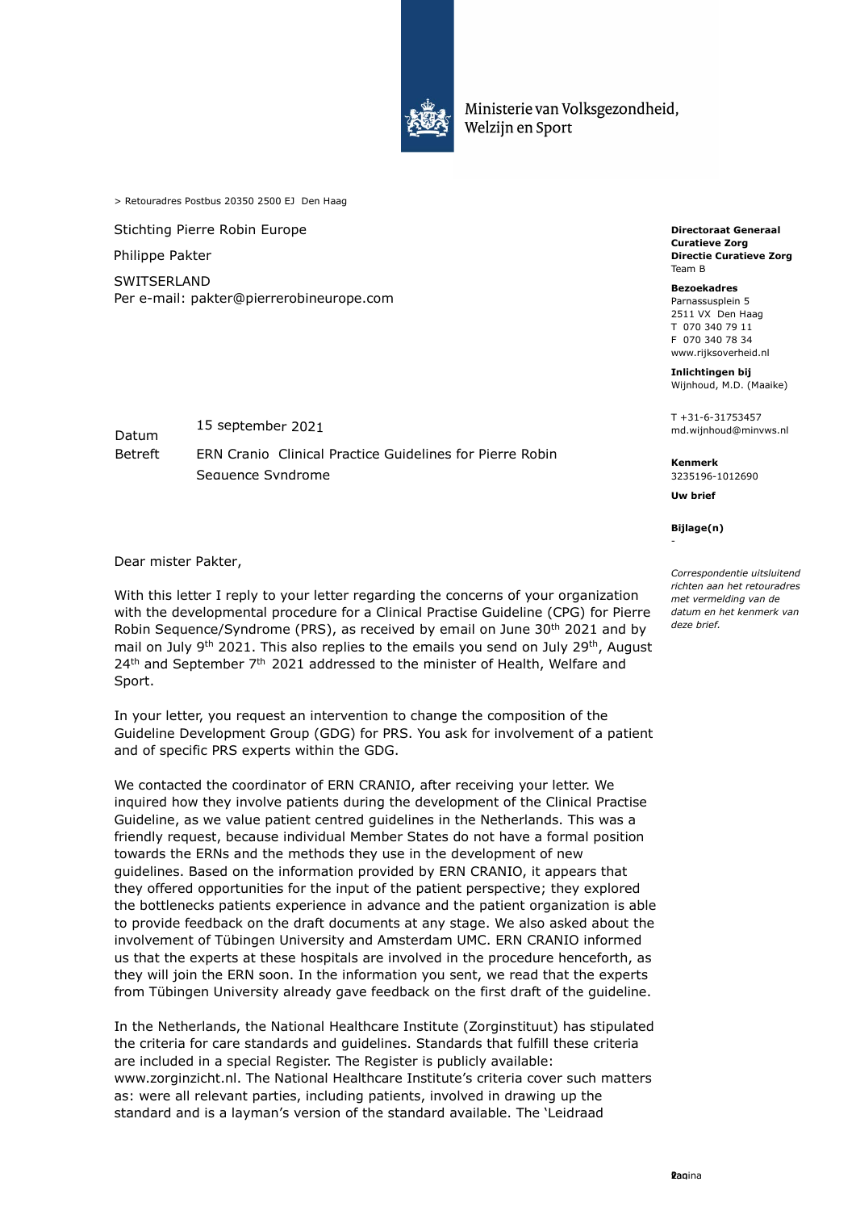Ministerie van Volksgezondheid, Welzijn en Sport

> Retouradres Postbus 20350 2500 EJ Den Haag

Stichting Pierre Robin Europe

Philippe Pakter

SWITSERLAND
Per e-mail: pakter@pierrerobineurope.com

**Directoraat Generaal Curatieve Zorg**
**Directie Curatieve Zorg**
Team B

**Bezoekadres**
Parnassusplein 5
2511 VX Den Haag
T 070 340 79 11
F 070 340 78 34
www.rijksoverheid.nl

**Inlichtingen bij**
Wijnhoud, M.D. (Maaike)

T +31-6-31753457
md.wijnhoud@minvws.nl

**Kenmerk**
3235196-1012690

**Uw brief**

**Bijlage(n)**
-

*Correspondentie uitsluitend richten aan het retouradres met vermelding van de datum en het kenmerk van deze brief.*

| | |
|---|---|
| Datum | 15 september 2021 |
| Betreft | ERN Cranio Clinical Practice Guidelines for Pierre Robin Sequence Syndrome |

Dear mister Pakter,

With this letter I reply to your letter regarding the concerns of your organization with the developmental procedure for a Clinical Practise Guideline (CPG) for Pierre Robin Sequence/Syndrome (PRS), as received by email on June 30th 2021 and by mail on July 9th 2021. This also replies to the emails you send on July 29th, August 24th and September 7th 2021 addressed to the minister of Health, Welfare and Sport.

In your letter, you request an intervention to change the composition of the Guideline Development Group (GDG) for PRS. You ask for involvement of a patient and of specific PRS experts within the GDG.

We contacted the coordinator of ERN CRANIO, after receiving your letter. We inquired how they involve patients during the development of the Clinical Practise Guideline, as we value patient centred guidelines in the Netherlands. This was a friendly request, because individual Member States do not have a formal position towards the ERNs and the methods they use in the development of new guidelines. Based on the information provided by ERN CRANIO, it appears that they offered opportunities for the input of the patient perspective; they explored the bottlenecks patients experience in advance and the patient organization is able to provide feedback on the draft documents at any stage. We also asked about the involvement of Tübingen University and Amsterdam UMC. ERN CRANIO informed us that the experts at these hospitals are involved in the procedure henceforth, as they will join the ERN soon. In the information you sent, we read that the experts from Tübingen University already gave feedback on the first draft of the guideline.

In the Netherlands, the National Healthcare Institute (Zorginstituut) has stipulated the criteria for care standards and guidelines. Standards that fulfill these criteria are included in a special Register. The Register is publicly available: www.zorginzicht.nl. The National Healthcare Institute's criteria cover such matters as: were all relevant parties, including patients, involved in drawing up the standard and is a layman's version of the standard available. The 'Leidraad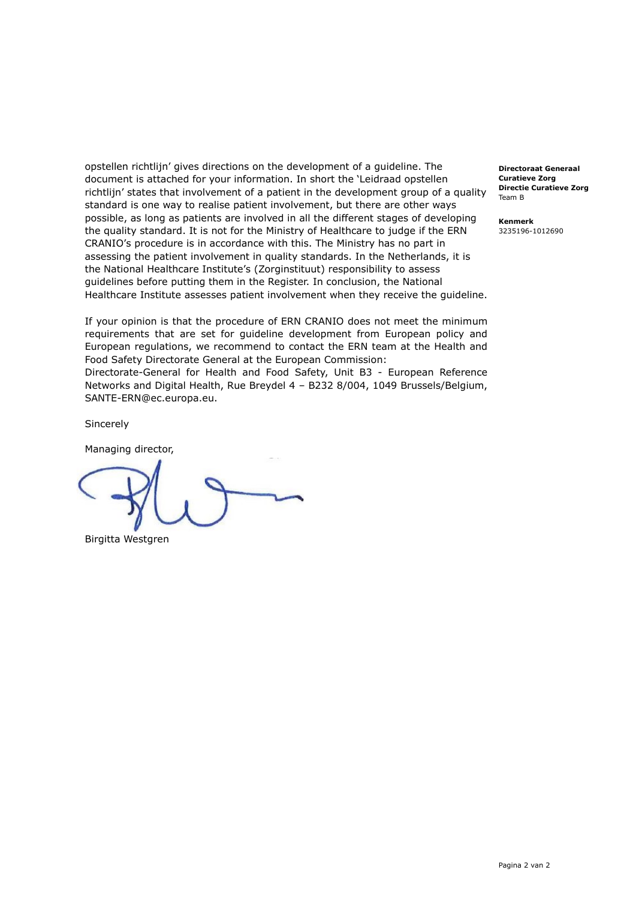opstellen richtlijn' gives directions on the development of a guideline. The document is attached for your information. In short the 'Leidraad opstellen richtlijn' states that involvement of a patient in the development group of a quality standard is one way to realise patient involvement, but there are other ways possible, as long as patients are involved in all the different stages of developing the quality standard. It is not for the Ministry of Healthcare to judge if the ERN CRANIO's procedure is in accordance with this. The Ministry has no part in assessing the patient involvement in quality standards. In the Netherlands, it is the National Healthcare Institute's (Zorginstituut) responsibility to assess guidelines before putting them in the Register. In conclusion, the National Healthcare Institute assesses patient involvement when they receive the guideline.

**Directoraat Generaal Curatieve Zorg**
**Directie Curatieve Zorg**
Team B

**Kenmerk**
3235196-1012690

If your opinion is that the procedure of ERN CRANIO does not meet the minimum requirements that are set for guideline development from European policy and European regulations, we recommend to contact the ERN team at the Health and Food Safety Directorate General at the European Commission:
Directorate-General for Health and Food Safety, Unit B3 - European Reference Networks and Digital Health, Rue Breydel 4 – B232 8/004, 1049 Brussels/Belgium, SANTE-ERN@ec.europa.eu.

Sincerely

Managing director,

Birgitta Westgren